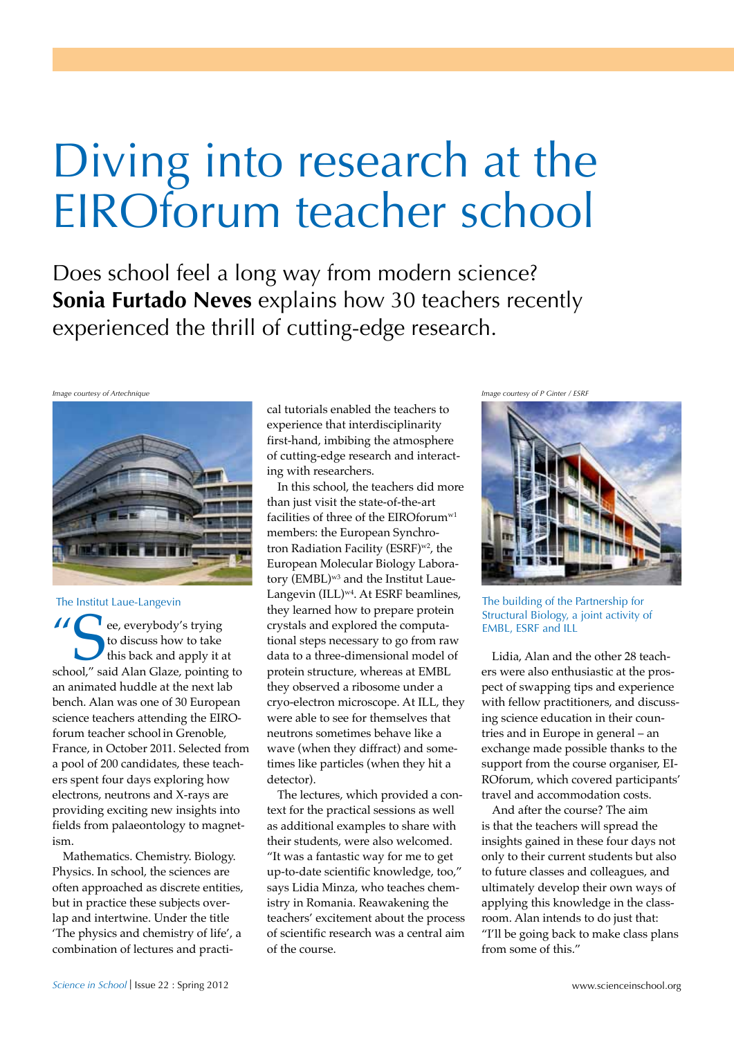# Diving into research at the EIROforum teacher school

Does school feel a long way from modern science? **Sonia Furtado Neves** explains how 30 teachers recently experienced the thrill of cutting-edge research.

*Image courtesy of Artechnique*

The Institut Laue-Langevin

"See, everybody's trying to discuss how to take this back and apply it at school," said Alan Glaze, pointing to an animated huddle at the next lab bench. Alan was one of 30 European science teachers attending the EIROforum teacher school in Grenoble, France, in October 2011. Selected from a pool of 200 candidates, these teachers spent four days exploring how electrons, neutrons and X-rays are providing exciting new insights into fields from palaeontology to magnetism.

Mathematics. Chemistry. Biology. Physics. In school, the sciences are often approached as discrete entities, but in practice these subjects overlap and intertwine. Under the title 'The physics and chemistry of life', a combination of lectures and practical tutorials enabled the teachers to experience that interdisciplinarity first-hand, imbibing the atmosphere of cutting-edge research and interacting with researchers.

In this school, the teachers did more than just visit the state-of-the-art facilities of three of the EIROforum[w1] members: the European Synchrotron Radiation Facility (ESRF)[w2], the European Molecular Biology Laboratory (EMBL)[w3] and the Institut Laue-Langevin (ILL)[w4]. At ESRF beamlines, they learned how to prepare protein crystals and explored the computational steps necessary to go from raw data to a three-dimensional model of protein structure, whereas at EMBL they observed a ribosome under a cryo-electron microscope. At ILL, they were able to see for themselves that neutrons sometimes behave like a wave (when they diffract) and sometimes like particles (when they hit a detector).

The lectures, which provided a context for the practical sessions as well as additional examples to share with their students, were also welcomed. "It was a fantastic way for me to get up-to-date scientific knowledge, too," says Lidia Minza, who teaches chemistry in Romania. Reawakening the teachers' excitement about the process of scientific research was a central aim of the course.

*Image courtesy of P Ginter / ESRF*

The building of the Partnership for Structural Biology, a joint activity of EMBL, ESRF and ILL

Lidia, Alan and the other 28 teachers were also enthusiastic at the prospect of swapping tips and experience with fellow practitioners, and discussing science education in their countries and in Europe in general – an exchange made possible thanks to the support from the course organiser, EIROforum, which covered participants' travel and accommodation costs.

And after the course? The aim is that the teachers will spread the insights gained in these four days not only to their current students but also to future classes and colleagues, and ultimately develop their own ways of applying this knowledge in the classroom. Alan intends to do just that: "I'll be going back to make class plans from some of this."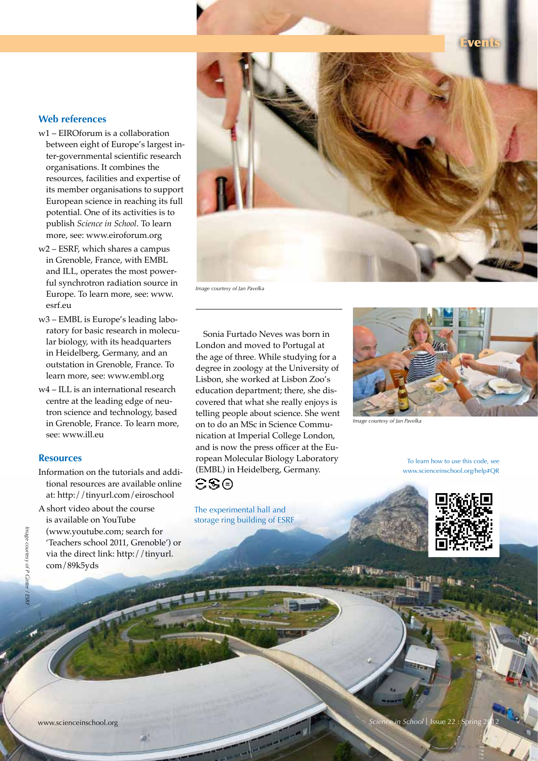## Web references

- w1 – EIROforum is a collaboration between eight of Europe's largest inter-governmental scientific research organisations. It combines the resources, facilities and expertise of its member organisations to support European science in reaching its full potential. One of its activities is to publish *Science in School*. To learn more, see: www.eiroforum.org
- w2 – ESRF, which shares a campus in Grenoble, France, with EMBL and ILL, operates the most powerful synchrotron radiation source in Europe. To learn more, see: www.esrf.eu
- w3 – EMBL is Europe's leading laboratory for basic research in molecular biology, with its headquarters in Heidelberg, Germany, and an outstation in Grenoble, France. To learn more, see: www.embl.org
- w4 – ILL is an international research centre at the leading edge of neutron science and technology, based in Grenoble, France. To learn more, see: www.ill.eu

## Resources

Information on the tutorials and additional resources are available online at: http://tinyurl.com/eiroschool

A short video about the course is available on YouTube (www.youtube.com; search for 'Teachers school 2011, Grenoble') or via the direct link: http://tinyurl.com/89k5yds

*Image courtesy of Jan Pavelka*

Sonia Furtado Neves was born in London and moved to Portugal at the age of three. While studying for a degree in zoology at the University of Lisbon, she worked at Lisbon Zoo's education department; there, she discovered that what she really enjoys is telling people about science. She went on to do an MSc in Science Communication at Imperial College London, and is now the press officer at the European Molecular Biology Laboratory (EMBL) in Heidelberg, Germany.

*Image courtesy of Jan Pavelka*

To learn how to use this code, see www.scienceinschool.org/help#QR

The experimental hall and storage ring building of ESRF

*Image courtesy of P Ginter / ESRF*